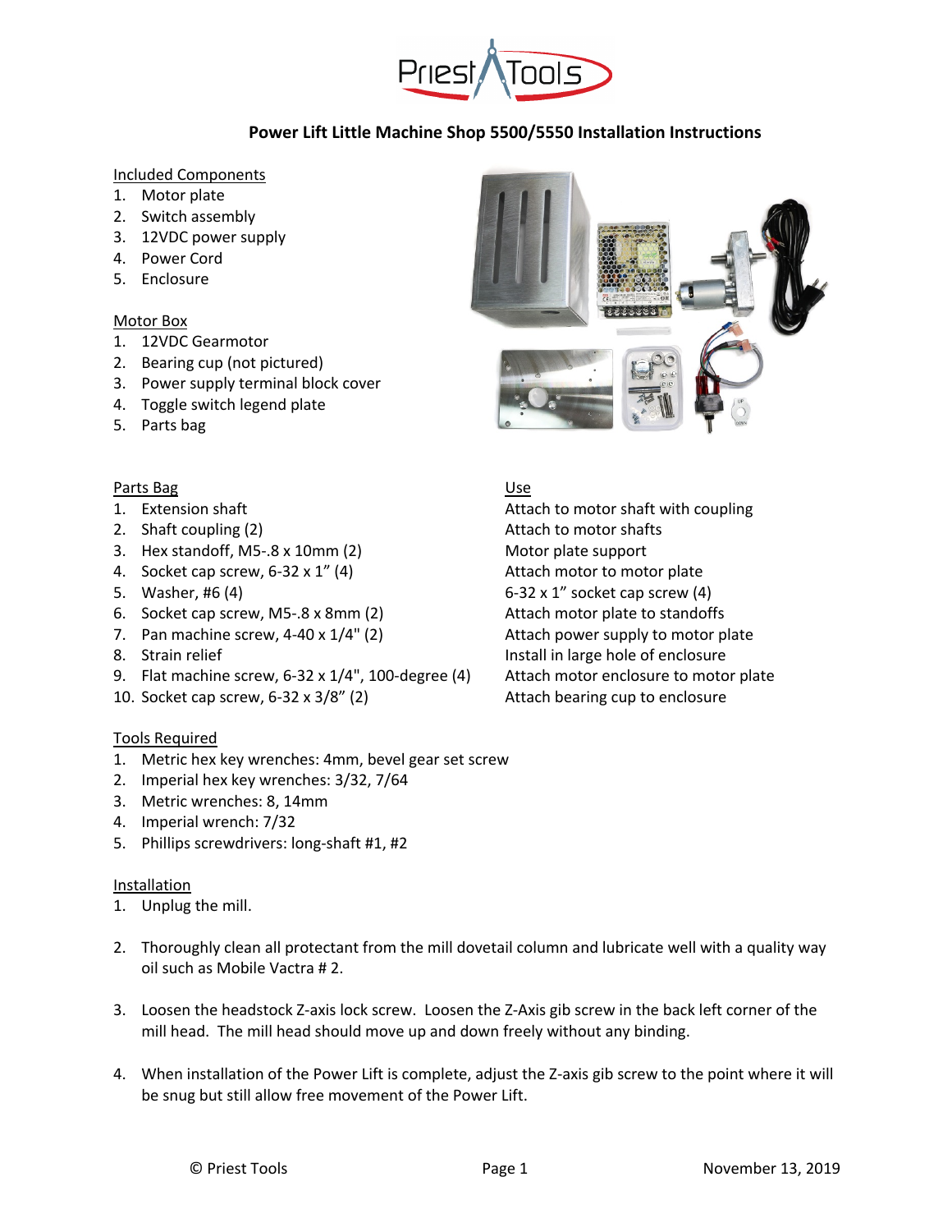# Power Lift Little Machine Shop 5500/5550 Installation Instructions

Included Components

1. Motor plate
2. Switch assembly
3. 12VDC power supply
4. Power Cord
5. Enclosure

Motor Box

1. 12VDC Gearmotor
2. Bearing cup (not pictured)
3. Power supply terminal block cover
4. Toggle switch legend plate
5. Parts bag

| Parts Bag | Use |
|---|---|
| 1. Extension shaft | Attach to motor shaft with coupling |
| 2. Shaft coupling (2) | Attach to motor shafts |
| 3. Hex standoff, M5-.8 x 10mm (2) | Motor plate support |
| 4. Socket cap screw, 6-32 x 1" (4) | Attach motor to motor plate |
| 5. Washer, #6 (4) | 6-32 x 1" socket cap screw (4) |
| 6. Socket cap screw, M5-.8 x 8mm (2) | Attach motor plate to standoffs |
| 7. Pan machine screw, 4-40 x 1/4" (2) | Attach power supply to motor plate |
| 8. Strain relief | Install in large hole of enclosure |
| 9. Flat machine screw, 6-32 x 1/4", 100-degree (4) | Attach motor enclosure to motor plate |
| 10. Socket cap screw, 6-32 x 3/8" (2) | Attach bearing cup to enclosure |

Tools Required

1. Metric hex key wrenches: 4mm, bevel gear set screw
2. Imperial hex key wrenches: 3/32, 7/64
3. Metric wrenches: 8, 14mm
4. Imperial wrench: 7/32
5. Phillips screwdrivers: long-shaft #1, #2

Installation

1. Unplug the mill.
2. Thoroughly clean all protectant from the mill dovetail column and lubricate well with a quality way oil such as Mobile Vactra # 2.
3. Loosen the headstock Z-axis lock screw. Loosen the Z-Axis gib screw in the back left corner of the mill head. The mill head should move up and down freely without any binding.
4. When installation of the Power Lift is complete, adjust the Z-axis gib screw to the point where it will be snug but still allow free movement of the Power Lift.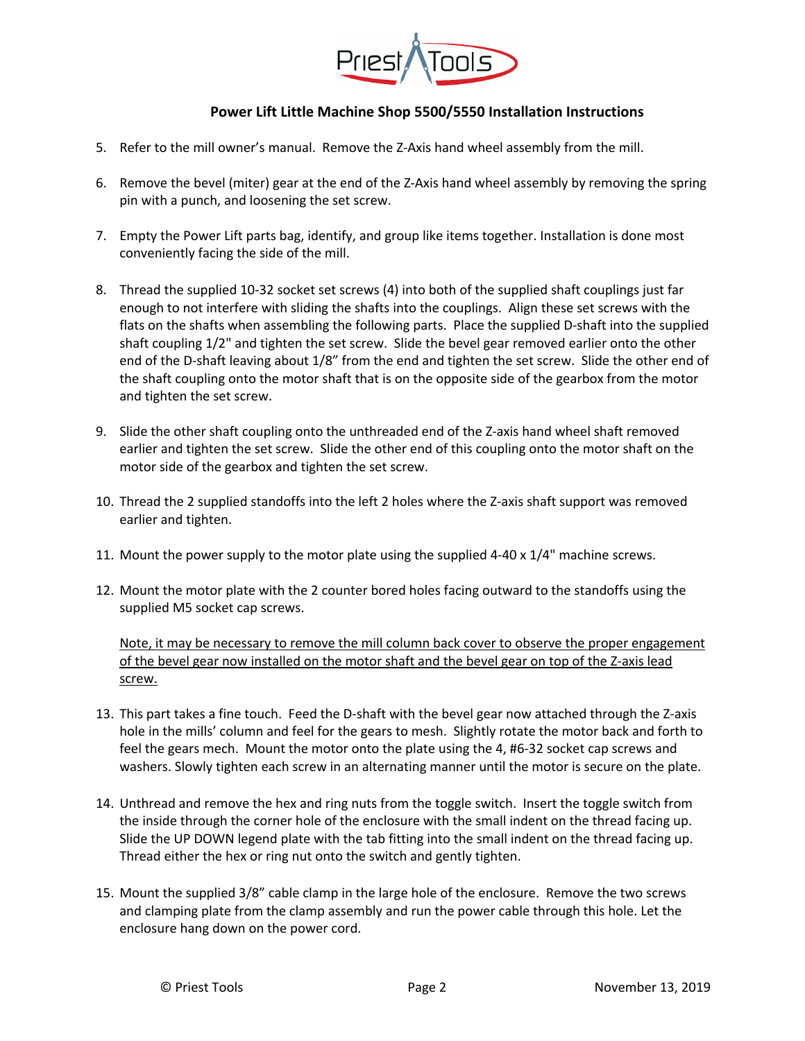## Power Lift Little Machine Shop 5500/5550 Installation Instructions

5. Refer to the mill owner's manual. Remove the Z-Axis hand wheel assembly from the mill.

6. Remove the bevel (miter) gear at the end of the Z-Axis hand wheel assembly by removing the spring pin with a punch, and loosening the set screw.

7. Empty the Power Lift parts bag, identify, and group like items together. Installation is done most conveniently facing the side of the mill.

8. Thread the supplied 10-32 socket set screws (4) into both of the supplied shaft couplings just far enough to not interfere with sliding the shafts into the couplings. Align these set screws with the flats on the shafts when assembling the following parts. Place the supplied D-shaft into the supplied shaft coupling 1/2" and tighten the set screw. Slide the bevel gear removed earlier onto the other end of the D-shaft leaving about 1/8" from the end and tighten the set screw. Slide the other end of the shaft coupling onto the motor shaft that is on the opposite side of the gearbox from the motor and tighten the set screw.

9. Slide the other shaft coupling onto the unthreaded end of the Z-axis hand wheel shaft removed earlier and tighten the set screw. Slide the other end of this coupling onto the motor shaft on the motor side of the gearbox and tighten the set screw.

10. Thread the 2 supplied standoffs into the left 2 holes where the Z-axis shaft support was removed earlier and tighten.

11. Mount the power supply to the motor plate using the supplied 4-40 x 1/4" machine screws.

12. Mount the motor plate with the 2 counter bored holes facing outward to the standoffs using the supplied M5 socket cap screws.

    <u>Note, it may be necessary to remove the mill column back cover to observe the proper engagement of the bevel gear now installed on the motor shaft and the bevel gear on top of the Z-axis lead screw.</u>

13. This part takes a fine touch. Feed the D-shaft with the bevel gear now attached through the Z-axis hole in the mills' column and feel for the gears to mesh. Slightly rotate the motor back and forth to feel the gears mech. Mount the motor onto the plate using the 4, #6-32 socket cap screws and washers. Slowly tighten each screw in an alternating manner until the motor is secure on the plate.

14. Unthread and remove the hex and ring nuts from the toggle switch. Insert the toggle switch from the inside through the corner hole of the enclosure with the small indent on the thread facing up. Slide the UP DOWN legend plate with the tab fitting into the small indent on the thread facing up. Thread either the hex or ring nut onto the switch and gently tighten.

15. Mount the supplied 3/8" cable clamp in the large hole of the enclosure. Remove the two screws and clamping plate from the clamp assembly and run the power cable through this hole. Let the enclosure hang down on the power cord.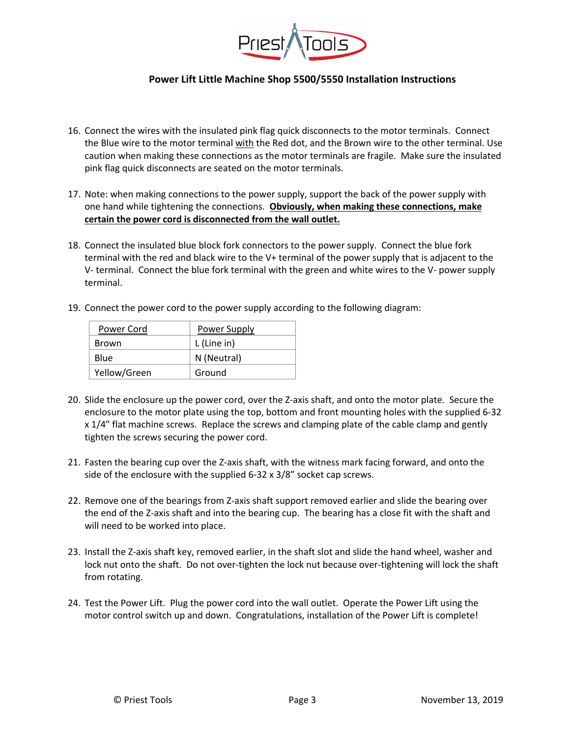**Power Lift Little Machine Shop 5500/5550 Installation Instructions**

16. Connect the wires with the insulated pink flag quick disconnects to the motor terminals. Connect the Blue wire to the motor terminal <u>with</u> the Red dot, and the Brown wire to the other terminal. Use caution when making these connections as the motor terminals are fragile. Make sure the insulated pink flag quick disconnects are seated on the motor terminals.

17. Note: when making connections to the power supply, support the back of the power supply with one hand while tightening the connections. **<u>Obviously, when making these connections, make certain the power cord is disconnected from the wall outlet.</u>**

18. Connect the insulated blue block fork connectors to the power supply. Connect the blue fork terminal with the red and black wire to the V+ terminal of the power supply that is adjacent to the V- terminal. Connect the blue fork terminal with the green and white wires to the V- power supply terminal.

19. Connect the power cord to the power supply according to the following diagram:

| Power Cord | Power Supply |
|---|---|
| Brown | L (Line in) |
| Blue | N (Neutral) |
| Yellow/Green | Ground |

20. Slide the enclosure up the power cord, over the Z-axis shaft, and onto the motor plate. Secure the enclosure to the motor plate using the top, bottom and front mounting holes with the supplied 6-32 x 1/4" flat machine screws. Replace the screws and clamping plate of the cable clamp and gently tighten the screws securing the power cord.

21. Fasten the bearing cup over the Z-axis shaft, with the witness mark facing forward, and onto the side of the enclosure with the supplied 6-32 x 3/8" socket cap screws.

22. Remove one of the bearings from Z-axis shaft support removed earlier and slide the bearing over the end of the Z-axis shaft and into the bearing cup. The bearing has a close fit with the shaft and will need to be worked into place.

23. Install the Z-axis shaft key, removed earlier, in the shaft slot and slide the hand wheel, washer and lock nut onto the shaft. Do not over-tighten the lock nut because over-tightening will lock the shaft from rotating.

24. Test the Power Lift. Plug the power cord into the wall outlet. Operate the Power Lift using the motor control switch up and down. Congratulations, installation of the Power Lift is complete!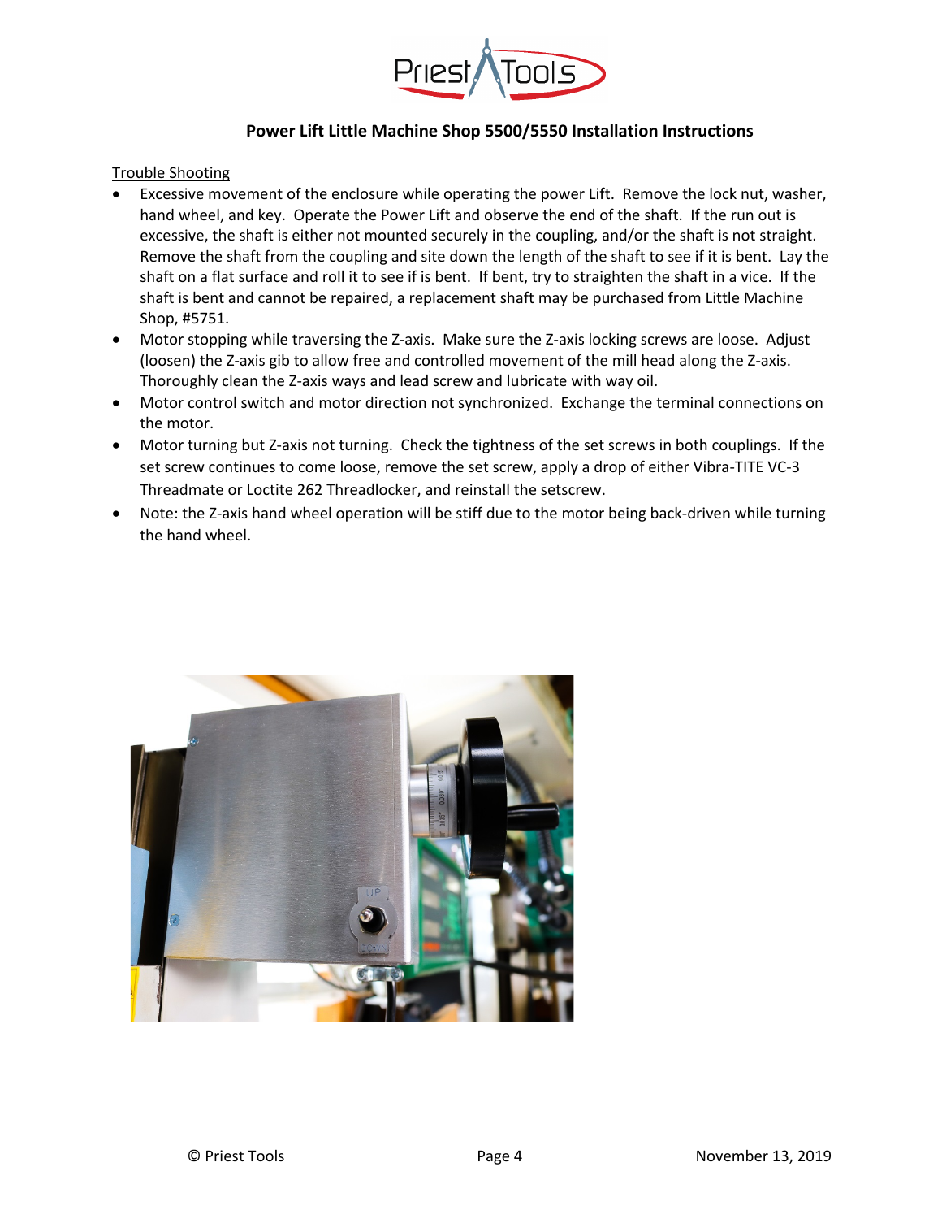**Power Lift Little Machine Shop 5500/5550 Installation Instructions**

Trouble Shooting

- Excessive movement of the enclosure while operating the power Lift. Remove the lock nut, washer, hand wheel, and key. Operate the Power Lift and observe the end of the shaft. If the run out is excessive, the shaft is either not mounted securely in the coupling, and/or the shaft is not straight. Remove the shaft from the coupling and site down the length of the shaft to see if it is bent. Lay the shaft on a flat surface and roll it to see if is bent. If bent, try to straighten the shaft in a vice. If the shaft is bent and cannot be repaired, a replacement shaft may be purchased from Little Machine Shop, #5751.
- Motor stopping while traversing the Z-axis. Make sure the Z-axis locking screws are loose. Adjust (loosen) the Z-axis gib to allow free and controlled movement of the mill head along the Z-axis. Thoroughly clean the Z-axis ways and lead screw and lubricate with way oil.
- Motor control switch and motor direction not synchronized. Exchange the terminal connections on the motor.
- Motor turning but Z-axis not turning. Check the tightness of the set screws in both couplings. If the set screw continues to come loose, remove the set screw, apply a drop of either Vibra-TITE VC-3 Threadmate or Loctite 262 Threadlocker, and reinstall the setscrew.
- Note: the Z-axis hand wheel operation will be stiff due to the motor being back-driven while turning the hand wheel.